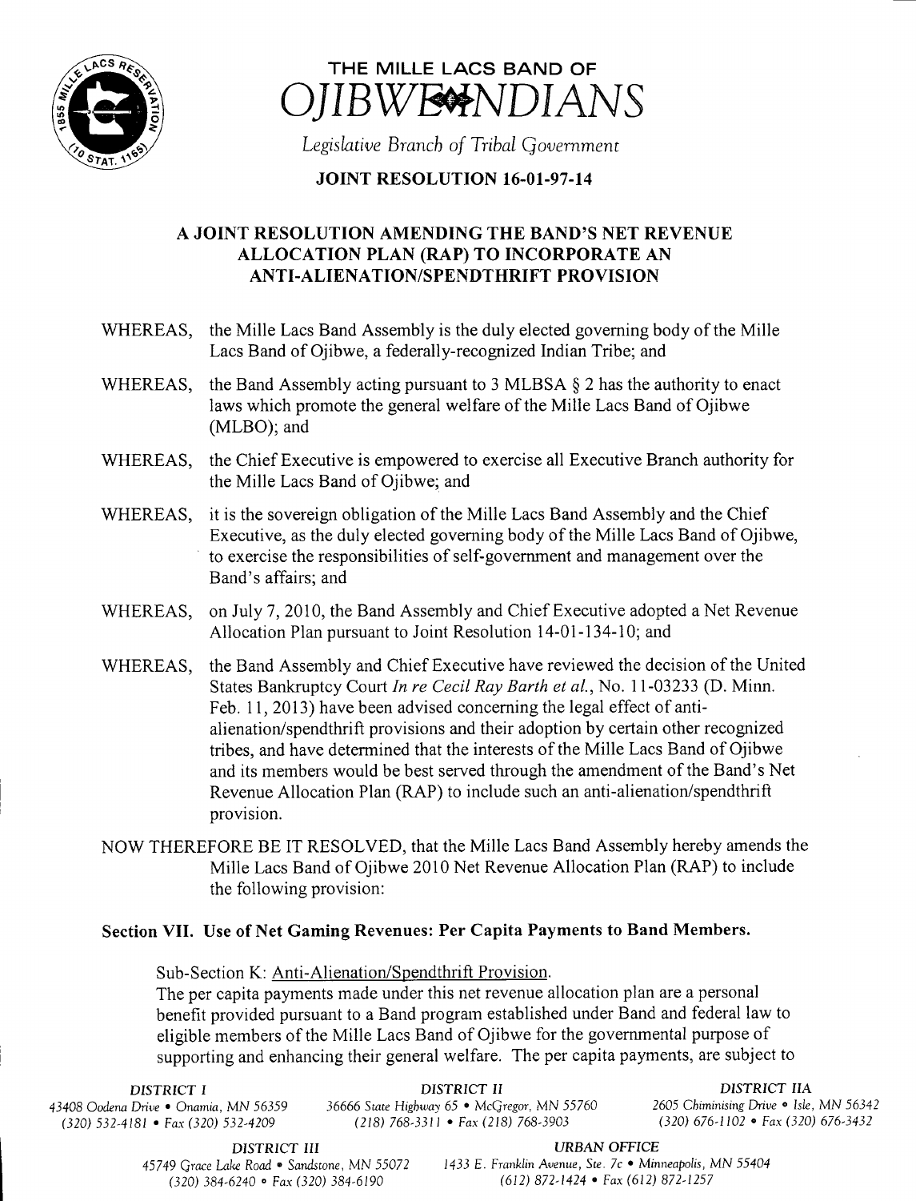# THE MILLE LACS BAND OF OJIBWE INDIANS

*Legislative Branch of Tribal Government*

## JOINT RESOLUTION 16-01-97-14

### A JOINT RESOLUTION AMENDING THE BAND'S NET REVENUE ALLOCATION PLAN (RAP) TO INCORPORATE AN ANTI-ALIENATION/SPENDTHRIFT PROVISION

WHEREAS, the Mille Lacs Band Assembly is the duly elected governing body of the Mille Lacs Band of Ojibwe, a federally-recognized Indian Tribe; and

WHEREAS, the Band Assembly acting pursuant to 3 MLBSA § 2 has the authority to enact laws which promote the general welfare of the Mille Lacs Band of Ojibwe (MLBO); and

WHEREAS, the Chief Executive is empowered to exercise all Executive Branch authority for the Mille Lacs Band of Ojibwe; and

WHEREAS, it is the sovereign obligation of the Mille Lacs Band Assembly and the Chief Executive, as the duly elected governing body of the Mille Lacs Band of Ojibwe, to exercise the responsibilities of self-government and management over the Band's affairs; and

WHEREAS, on July 7, 2010, the Band Assembly and Chief Executive adopted a Net Revenue Allocation Plan pursuant to Joint Resolution 14-01-134-10; and

WHEREAS, the Band Assembly and Chief Executive have reviewed the decision of the United States Bankruptcy Court *In re Cecil Ray Barth et al.*, No. 11-03233 (D. Minn. Feb. 11, 2013) have been advised concerning the legal effect of anti-alienation/spendthrift provisions and their adoption by certain other recognized tribes, and have determined that the interests of the Mille Lacs Band of Ojibwe and its members would be best served through the amendment of the Band's Net Revenue Allocation Plan (RAP) to include such an anti-alienation/spendthrift provision.

NOW THEREFORE BE IT RESOLVED, that the Mille Lacs Band Assembly hereby amends the Mille Lacs Band of Ojibwe 2010 Net Revenue Allocation Plan (RAP) to include the following provision:

**Section VII. Use of Net Gaming Revenues: Per Capita Payments to Band Members.**

Sub-Section K: Anti-Alienation/Spendthrift Provision.

The per capita payments made under this net revenue allocation plan are a personal benefit provided pursuant to a Band program established under Band and federal law to eligible members of the Mille Lacs Band of Ojibwe for the governmental purpose of supporting and enhancing their general welfare. The per capita payments, are subject to

DISTRICT I
43408 Oodena Drive • Onamia, MN 56359
(320) 532-4181 • Fax (320) 532-4209

DISTRICT II
36666 State Highway 65 • McGregor, MN 55760
(218) 768-3311 • Fax (218) 768-3903

DISTRICT IIA
2605 Chiminising Drive • Isle, MN 56342
(320) 676-1102 • Fax (320) 676-3432

DISTRICT III
45749 Grace Lake Road • Sandstone, MN 55072
(320) 384-6240 • Fax (320) 384-6190

URBAN OFFICE
1433 E. Franklin Avenue, Ste. 7c • Minneapolis, MN 55404
(612) 872-1424 • Fax (612) 872-1257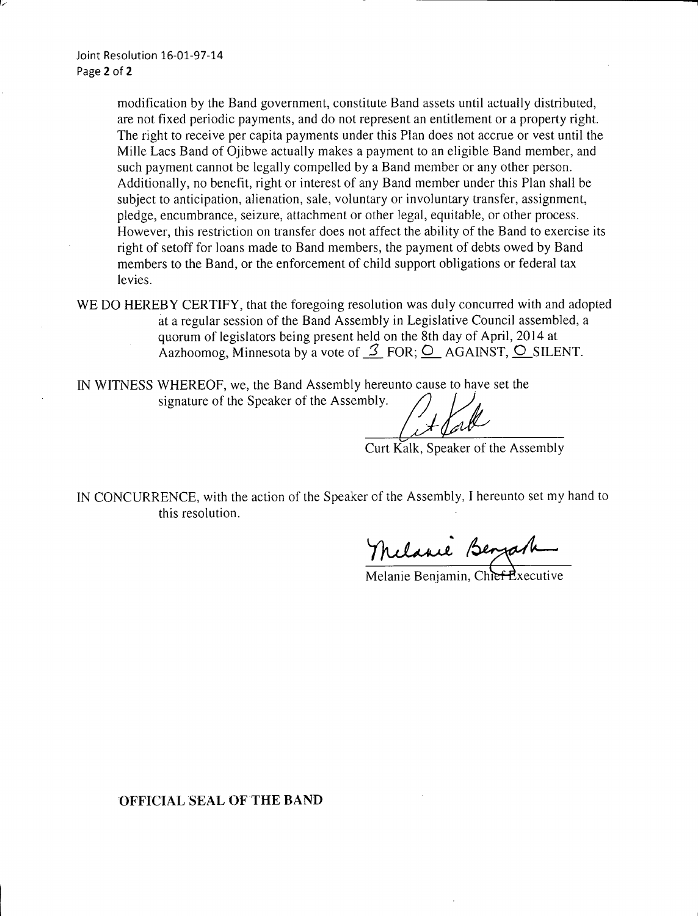modification by the Band government, constitute Band assets until actually distributed, are not fixed periodic payments, and do not represent an entitlement or a property right. The right to receive per capita payments under this Plan does not accrue or vest until the Mille Lacs Band of Ojibwe actually makes a payment to an eligible Band member, and such payment cannot be legally compelled by a Band member or any other person. Additionally, no benefit, right or interest of any Band member under this Plan shall be subject to anticipation, alienation, sale, voluntary or involuntary transfer, assignment, pledge, encumbrance, seizure, attachment or other legal, equitable, or other process. However, this restriction on transfer does not affect the ability of the Band to exercise its right of setoff for loans made to Band members, the payment of debts owed by Band members to the Band, or the enforcement of child support obligations or federal tax levies.

WE DO HEREBY CERTIFY, that the foregoing resolution was duly concurred with and adopted at a regular session of the Band Assembly in Legislative Council assembled, a quorum of legislators being present held on the 8th day of April, 2014 at Aazhoomog, Minnesota by a vote of 3 FOR; 0 AGAINST, 0 SILENT.

IN WITNESS WHEREOF, we, the Band Assembly hereunto cause to have set the signature of the Speaker of the Assembly.

Curt Kalk, Speaker of the Assembly

IN CONCURRENCE, with the action of the Speaker of the Assembly, I hereunto set my hand to this resolution.

Melanie Benjamin, Chief Executive

**OFFICIAL SEAL OF THE BAND**